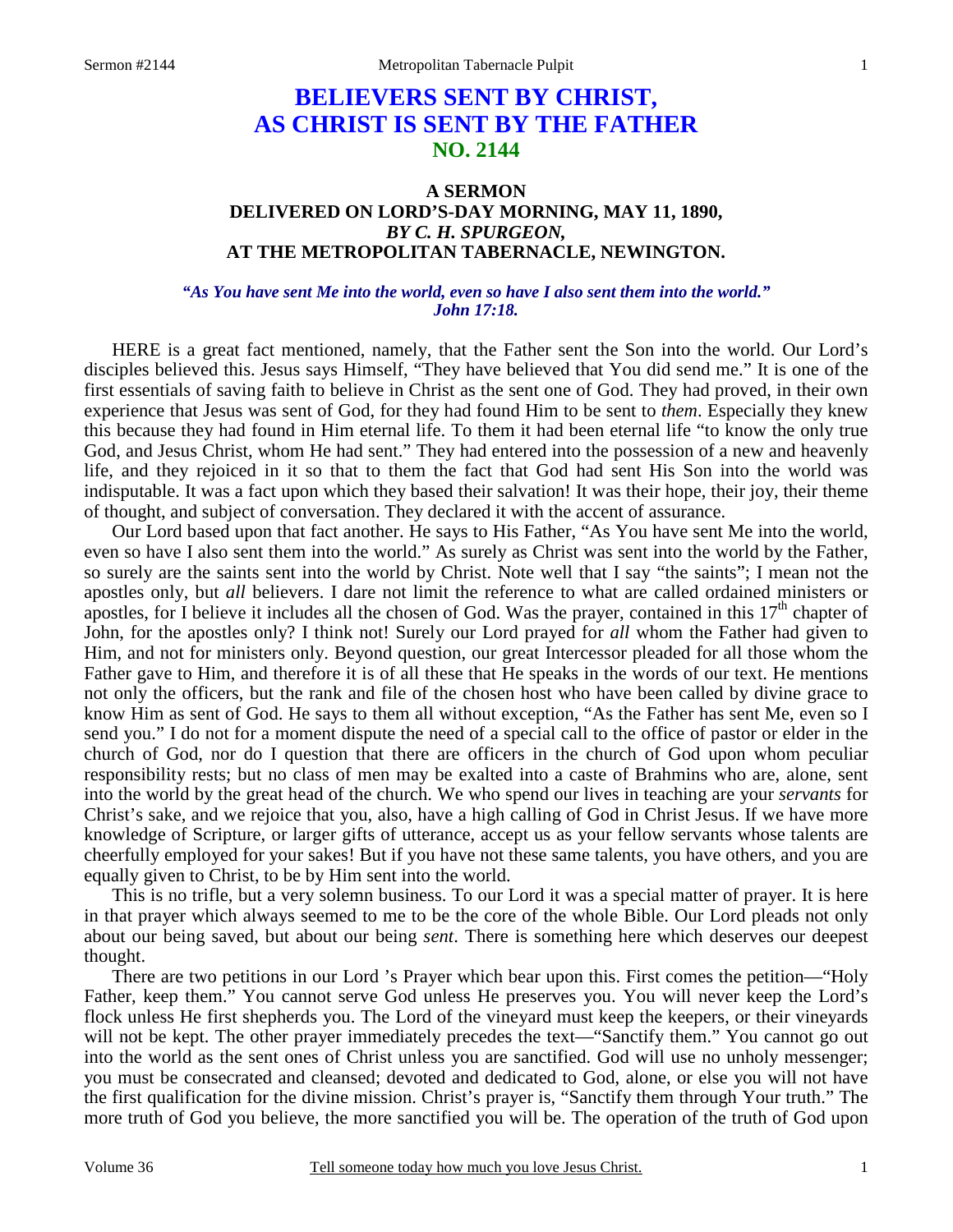# BELIEVERS SENT BY CHRIST, AS CHRIST IS SENT BY THE FATHER
## NO. 2144

### A SERMON
### DELIVERED ON LORD'S-DAY MORNING, MAY 11, 1890,
### *BY C. H. SPURGEON,*
### AT THE METROPOLITAN TABERNACLE, NEWINGTON.

***"As You have sent Me into the world, even so have I also sent them into the world." John 17:18.***

HERE is a great fact mentioned, namely, that the Father sent the Son into the world. Our Lord's disciples believed this. Jesus says Himself, "They have believed that You did send me." It is one of the first essentials of saving faith to believe in Christ as the sent one of God. They had proved, in their own experience that Jesus was sent of God, for they had found Him to be sent to *them*. Especially they knew this because they had found in Him eternal life. To them it had been eternal life "to know the only true God, and Jesus Christ, whom He had sent." They had entered into the possession of a new and heavenly life, and they rejoiced in it so that to them the fact that God had sent His Son into the world was indisputable. It was a fact upon which they based their salvation! It was their hope, their joy, their theme of thought, and subject of conversation. They declared it with the accent of assurance.

Our Lord based upon that fact another. He says to His Father, "As You have sent Me into the world, even so have I also sent them into the world." As surely as Christ was sent into the world by the Father, so surely are the saints sent into the world by Christ. Note well that I say "the saints"; I mean not the apostles only, but *all* believers. I dare not limit the reference to what are called ordained ministers or apostles, for I believe it includes all the chosen of God. Was the prayer, contained in this 17th chapter of John, for the apostles only? I think not! Surely our Lord prayed for *all* whom the Father had given to Him, and not for ministers only. Beyond question, our great Intercessor pleaded for all those whom the Father gave to Him, and therefore it is of all these that He speaks in the words of our text. He mentions not only the officers, but the rank and file of the chosen host who have been called by divine grace to know Him as sent of God. He says to them all without exception, "As the Father has sent Me, even so I send you." I do not for a moment dispute the need of a special call to the office of pastor or elder in the church of God, nor do I question that there are officers in the church of God upon whom peculiar responsibility rests; but no class of men may be exalted into a caste of Brahmins who are, alone, sent into the world by the great head of the church. We who spend our lives in teaching are your *servants* for Christ's sake, and we rejoice that you, also, have a high calling of God in Christ Jesus. If we have more knowledge of Scripture, or larger gifts of utterance, accept us as your fellow servants whose talents are cheerfully employed for your sakes! But if you have not these same talents, you have others, and you are equally given to Christ, to be by Him sent into the world.

This is no trifle, but a very solemn business. To our Lord it was a special matter of prayer. It is here in that prayer which always seemed to me to be the core of the whole Bible. Our Lord pleads not only about our being saved, but about our being *sent*. There is something here which deserves our deepest thought.

There are two petitions in our Lord 's Prayer which bear upon this. First comes the petition—"Holy Father, keep them." You cannot serve God unless He preserves you. You will never keep the Lord's flock unless He first shepherds you. The Lord of the vineyard must keep the keepers, or their vineyards will not be kept. The other prayer immediately precedes the text—"Sanctify them." You cannot go out into the world as the sent ones of Christ unless you are sanctified. God will use no unholy messenger; you must be consecrated and cleansed; devoted and dedicated to God, alone, or else you will not have the first qualification for the divine mission. Christ's prayer is, "Sanctify them through Your truth." The more truth of God you believe, the more sanctified you will be. The operation of the truth of God upon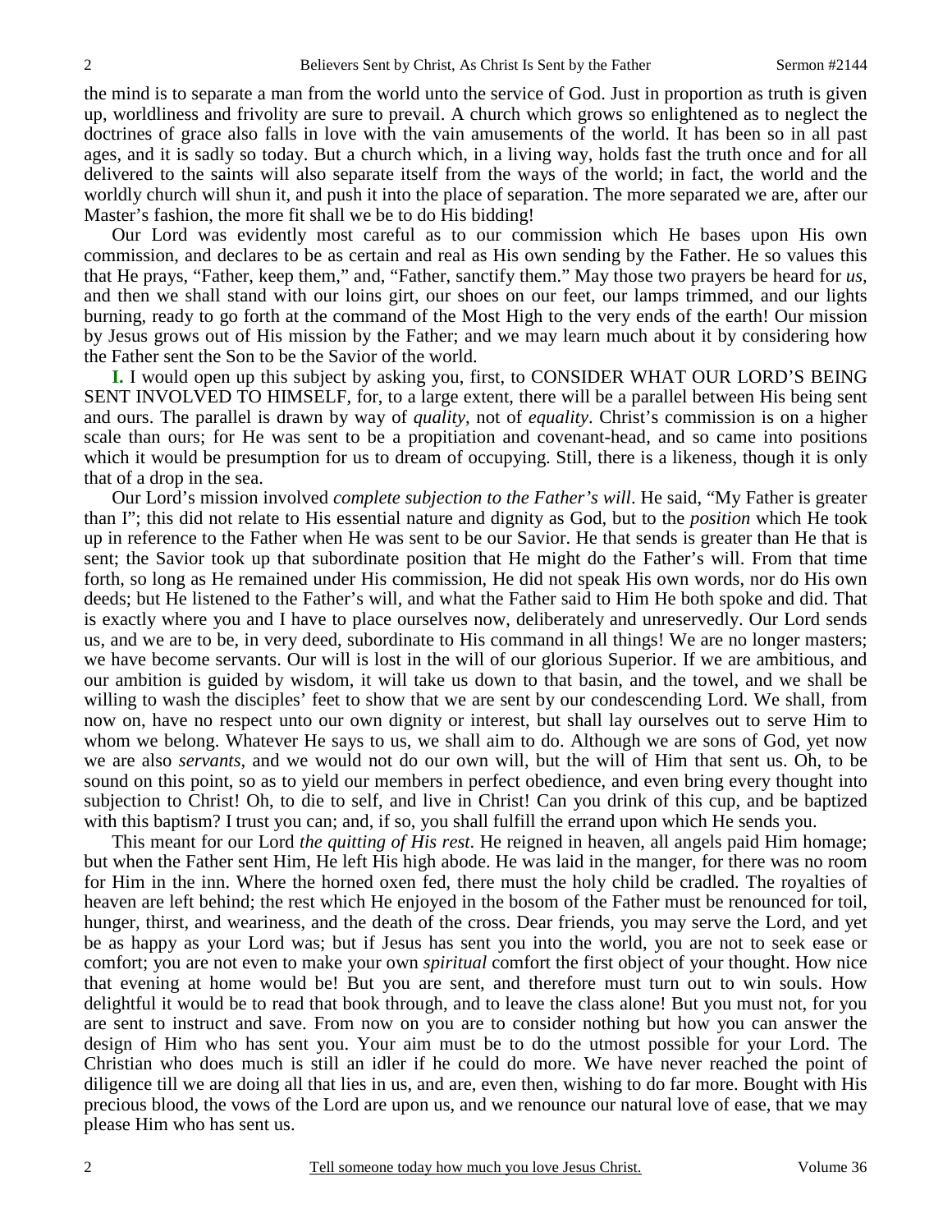the mind is to separate a man from the world unto the service of God. Just in proportion as truth is given up, worldliness and frivolity are sure to prevail. A church which grows so enlightened as to neglect the doctrines of grace also falls in love with the vain amusements of the world. It has been so in all past ages, and it is sadly so today. But a church which, in a living way, holds fast the truth once and for all delivered to the saints will also separate itself from the ways of the world; in fact, the world and the worldly church will shun it, and push it into the place of separation. The more separated we are, after our Master's fashion, the more fit shall we be to do His bidding!

Our Lord was evidently most careful as to our commission which He bases upon His own commission, and declares to be as certain and real as His own sending by the Father. He so values this that He prays, "Father, keep them," and, "Father, sanctify them." May those two prayers be heard for *us*, and then we shall stand with our loins girt, our shoes on our feet, our lamps trimmed, and our lights burning, ready to go forth at the command of the Most High to the very ends of the earth! Our mission by Jesus grows out of His mission by the Father; and we may learn much about it by considering how the Father sent the Son to be the Savior of the world.

**I.** I would open up this subject by asking you, first, to CONSIDER WHAT OUR LORD'S BEING SENT INVOLVED TO HIMSELF, for, to a large extent, there will be a parallel between His being sent and ours. The parallel is drawn by way of *quality*, not of *equality*. Christ's commission is on a higher scale than ours; for He was sent to be a propitiation and covenant-head, and so came into positions which it would be presumption for us to dream of occupying. Still, there is a likeness, though it is only that of a drop in the sea.

Our Lord's mission involved *complete subjection to the Father's will*. He said, "My Father is greater than I"; this did not relate to His essential nature and dignity as God, but to the *position* which He took up in reference to the Father when He was sent to be our Savior. He that sends is greater than He that is sent; the Savior took up that subordinate position that He might do the Father's will. From that time forth, so long as He remained under His commission, He did not speak His own words, nor do His own deeds; but He listened to the Father's will, and what the Father said to Him He both spoke and did. That is exactly where you and I have to place ourselves now, deliberately and unreservedly. Our Lord sends us, and we are to be, in very deed, subordinate to His command in all things! We are no longer masters; we have become servants. Our will is lost in the will of our glorious Superior. If we are ambitious, and our ambition is guided by wisdom, it will take us down to that basin, and the towel, and we shall be willing to wash the disciples' feet to show that we are sent by our condescending Lord. We shall, from now on, have no respect unto our own dignity or interest, but shall lay ourselves out to serve Him to whom we belong. Whatever He says to us, we shall aim to do. Although we are sons of God, yet now we are also *servants*, and we would not do our own will, but the will of Him that sent us. Oh, to be sound on this point, so as to yield our members in perfect obedience, and even bring every thought into subjection to Christ! Oh, to die to self, and live in Christ! Can you drink of this cup, and be baptized with this baptism? I trust you can; and, if so, you shall fulfill the errand upon which He sends you.

This meant for our Lord *the quitting of His rest*. He reigned in heaven, all angels paid Him homage; but when the Father sent Him, He left His high abode. He was laid in the manger, for there was no room for Him in the inn. Where the horned oxen fed, there must the holy child be cradled. The royalties of heaven are left behind; the rest which He enjoyed in the bosom of the Father must be renounced for toil, hunger, thirst, and weariness, and the death of the cross. Dear friends, you may serve the Lord, and yet be as happy as your Lord was; but if Jesus has sent you into the world, you are not to seek ease or comfort; you are not even to make your own *spiritual* comfort the first object of your thought. How nice that evening at home would be! But you are sent, and therefore must turn out to win souls. How delightful it would be to read that book through, and to leave the class alone! But you must not, for you are sent to instruct and save. From now on you are to consider nothing but how you can answer the design of Him who has sent you. Your aim must be to do the utmost possible for your Lord. The Christian who does much is still an idler if he could do more. We have never reached the point of diligence till we are doing all that lies in us, and are, even then, wishing to do far more. Bought with His precious blood, the vows of the Lord are upon us, and we renounce our natural love of ease, that we may please Him who has sent us.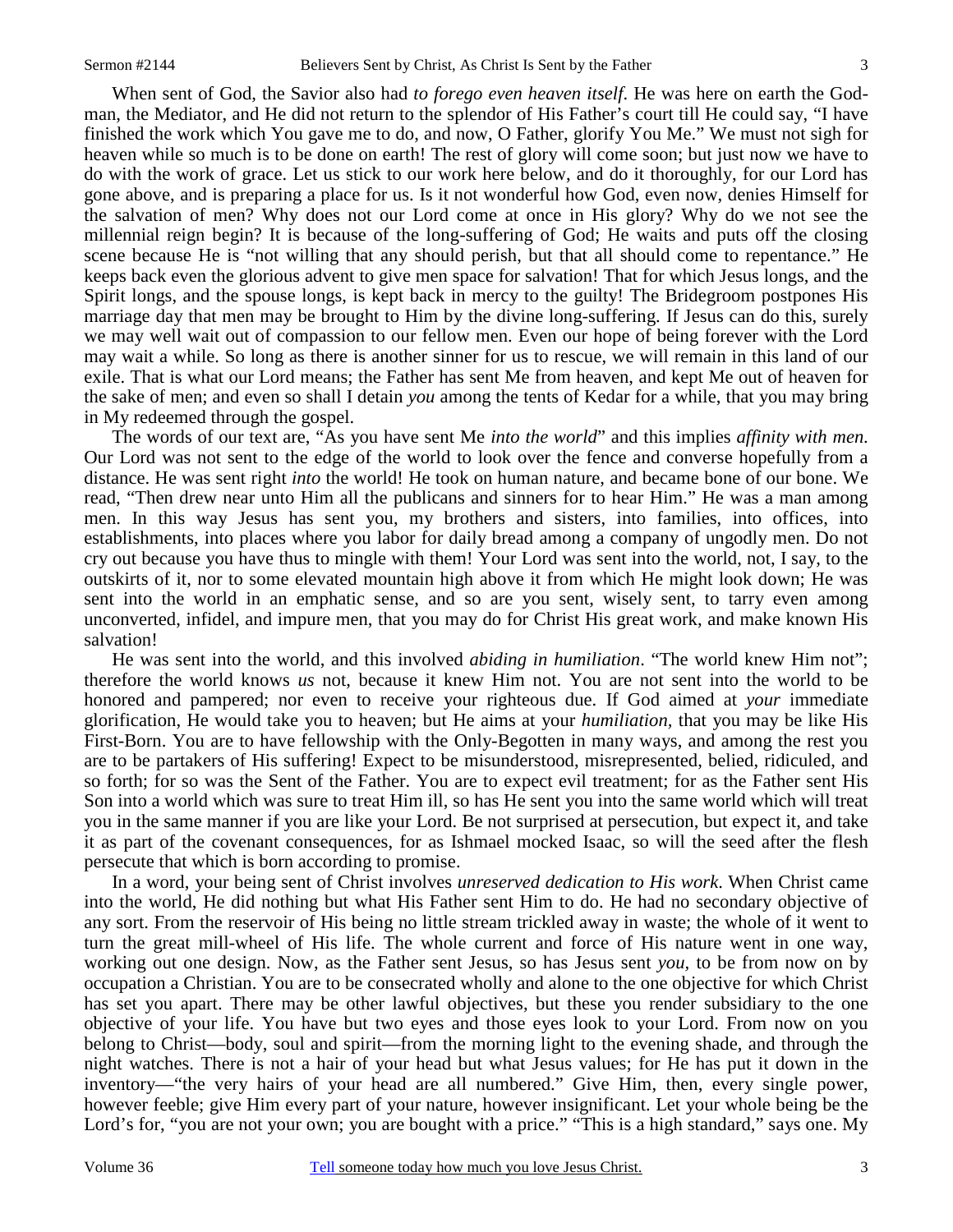When sent of God, the Savior also had *to forego even heaven itself*. He was here on earth the God-man, the Mediator, and He did not return to the splendor of His Father's court till He could say, "I have finished the work which You gave me to do, and now, O Father, glorify You Me." We must not sigh for heaven while so much is to be done on earth! The rest of glory will come soon; but just now we have to do with the work of grace. Let us stick to our work here below, and do it thoroughly, for our Lord has gone above, and is preparing a place for us. Is it not wonderful how God, even now, denies Himself for the salvation of men? Why does not our Lord come at once in His glory? Why do we not see the millennial reign begin? It is because of the long-suffering of God; He waits and puts off the closing scene because He is "not willing that any should perish, but that all should come to repentance." He keeps back even the glorious advent to give men space for salvation! That for which Jesus longs, and the Spirit longs, and the spouse longs, is kept back in mercy to the guilty! The Bridegroom postpones His marriage day that men may be brought to Him by the divine long-suffering. If Jesus can do this, surely we may well wait out of compassion to our fellow men. Even our hope of being forever with the Lord may wait a while. So long as there is another sinner for us to rescue, we will remain in this land of our exile. That is what our Lord means; the Father has sent Me from heaven, and kept Me out of heaven for the sake of men; and even so shall I detain *you* among the tents of Kedar for a while, that you may bring in My redeemed through the gospel.

The words of our text are, "As you have sent Me *into the world*" and this implies *affinity with men*. Our Lord was not sent to the edge of the world to look over the fence and converse hopefully from a distance. He was sent right *into* the world! He took on human nature, and became bone of our bone. We read, "Then drew near unto Him all the publicans and sinners for to hear Him." He was a man among men. In this way Jesus has sent you, my brothers and sisters, into families, into offices, into establishments, into places where you labor for daily bread among a company of ungodly men. Do not cry out because you have thus to mingle with them! Your Lord was sent into the world, not, I say, to the outskirts of it, nor to some elevated mountain high above it from which He might look down; He was sent into the world in an emphatic sense, and so are you sent, wisely sent, to tarry even among unconverted, infidel, and impure men, that you may do for Christ His great work, and make known His salvation!

He was sent into the world, and this involved *abiding in humiliation*. "The world knew Him not"; therefore the world knows *us* not, because it knew Him not. You are not sent into the world to be honored and pampered; nor even to receive your righteous due. If God aimed at *your* immediate glorification, He would take you to heaven; but He aims at your *humiliation,* that you may be like His First-Born. You are to have fellowship with the Only-Begotten in many ways, and among the rest you are to be partakers of His suffering! Expect to be misunderstood, misrepresented, belied, ridiculed, and so forth; for so was the Sent of the Father. You are to expect evil treatment; for as the Father sent His Son into a world which was sure to treat Him ill, so has He sent you into the same world which will treat you in the same manner if you are like your Lord. Be not surprised at persecution, but expect it, and take it as part of the covenant consequences, for as Ishmael mocked Isaac, so will the seed after the flesh persecute that which is born according to promise.

In a word, your being sent of Christ involves *unreserved dedication to His work*. When Christ came into the world, He did nothing but what His Father sent Him to do. He had no secondary objective of any sort. From the reservoir of His being no little stream trickled away in waste; the whole of it went to turn the great mill-wheel of His life. The whole current and force of His nature went in one way, working out one design. Now, as the Father sent Jesus, so has Jesus sent *you*, to be from now on by occupation a Christian. You are to be consecrated wholly and alone to the one objective for which Christ has set you apart. There may be other lawful objectives, but these you render subsidiary to the one objective of your life. You have but two eyes and those eyes look to your Lord. From now on you belong to Christ—body, soul and spirit—from the morning light to the evening shade, and through the night watches. There is not a hair of your head but what Jesus values; for He has put it down in the inventory—"the very hairs of your head are all numbered." Give Him, then, every single power, however feeble; give Him every part of your nature, however insignificant. Let your whole being be the Lord's for, "you are not your own; you are bought with a price." "This is a high standard," says one. My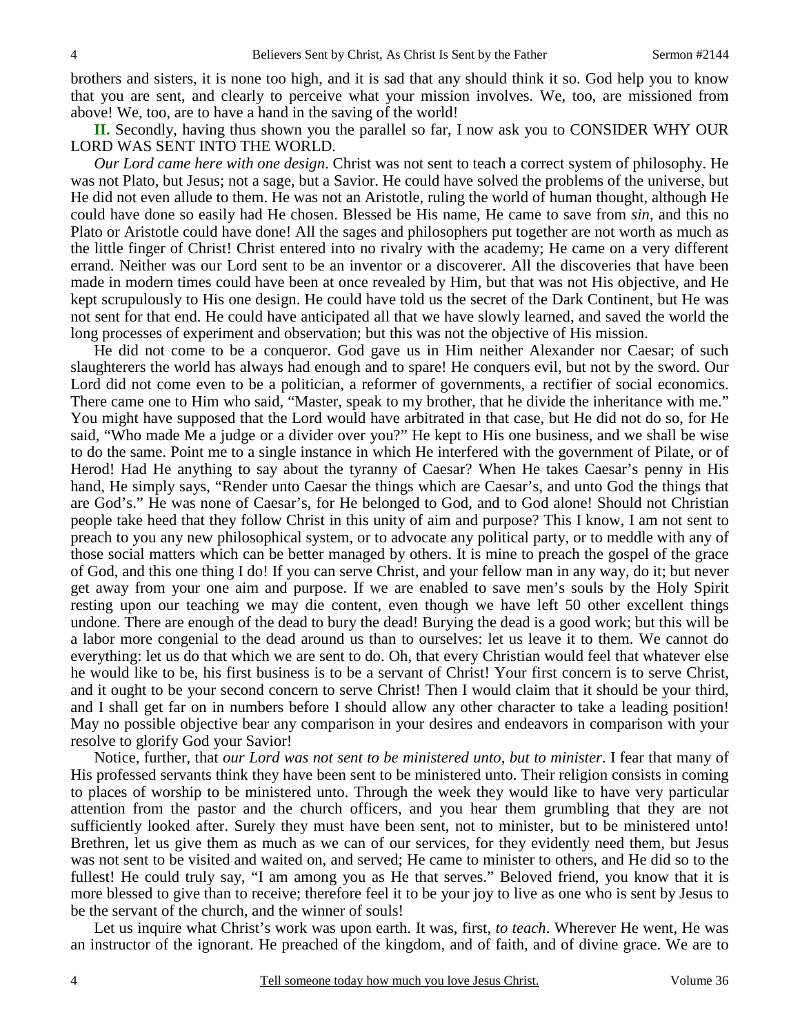brothers and sisters, it is none too high, and it is sad that any should think it so. God help you to know that you are sent, and clearly to perceive what your mission involves. We, too, are missioned from above! We, too, are to have a hand in the saving of the world!

**II.** Secondly, having thus shown you the parallel so far, I now ask you to CONSIDER WHY OUR LORD WAS SENT INTO THE WORLD.

*Our Lord came here with one design*. Christ was not sent to teach a correct system of philosophy. He was not Plato, but Jesus; not a sage, but a Savior. He could have solved the problems of the universe, but He did not even allude to them. He was not an Aristotle, ruling the world of human thought, although He could have done so easily had He chosen. Blessed be His name, He came to save from *sin,* and this no Plato or Aristotle could have done! All the sages and philosophers put together are not worth as much as the little finger of Christ! Christ entered into no rivalry with the academy; He came on a very different errand. Neither was our Lord sent to be an inventor or a discoverer. All the discoveries that have been made in modern times could have been at once revealed by Him, but that was not His objective, and He kept scrupulously to His one design. He could have told us the secret of the Dark Continent, but He was not sent for that end. He could have anticipated all that we have slowly learned, and saved the world the long processes of experiment and observation; but this was not the objective of His mission.

He did not come to be a conqueror. God gave us in Him neither Alexander nor Caesar; of such slaughterers the world has always had enough and to spare! He conquers evil, but not by the sword. Our Lord did not come even to be a politician, a reformer of governments, a rectifier of social economics. There came one to Him who said, "Master, speak to my brother, that he divide the inheritance with me." You might have supposed that the Lord would have arbitrated in that case, but He did not do so, for He said, "Who made Me a judge or a divider over you?" He kept to His one business, and we shall be wise to do the same. Point me to a single instance in which He interfered with the government of Pilate, or of Herod! Had He anything to say about the tyranny of Caesar? When He takes Caesar's penny in His hand, He simply says, "Render unto Caesar the things which are Caesar's, and unto God the things that are God's." He was none of Caesar's, for He belonged to God, and to God alone! Should not Christian people take heed that they follow Christ in this unity of aim and purpose? This I know, I am not sent to preach to you any new philosophical system, or to advocate any political party, or to meddle with any of those social matters which can be better managed by others. It is mine to preach the gospel of the grace of God, and this one thing I do! If you can serve Christ, and your fellow man in any way, do it; but never get away from your one aim and purpose. If we are enabled to save men's souls by the Holy Spirit resting upon our teaching we may die content, even though we have left 50 other excellent things undone. There are enough of the dead to bury the dead! Burying the dead is a good work; but this will be a labor more congenial to the dead around us than to ourselves: let us leave it to them. We cannot do everything: let us do that which we are sent to do. Oh, that every Christian would feel that whatever else he would like to be, his first business is to be a servant of Christ! Your first concern is to serve Christ, and it ought to be your second concern to serve Christ! Then I would claim that it should be your third, and I shall get far on in numbers before I should allow any other character to take a leading position! May no possible objective bear any comparison in your desires and endeavors in comparison with your resolve to glorify God your Savior!

Notice, further, that *our Lord was not sent to be ministered unto, but to minister*. I fear that many of His professed servants think they have been sent to be ministered unto. Their religion consists in coming to places of worship to be ministered unto. Through the week they would like to have very particular attention from the pastor and the church officers, and you hear them grumbling that they are not sufficiently looked after. Surely they must have been sent, not to minister, but to be ministered unto! Brethren, let us give them as much as we can of our services, for they evidently need them, but Jesus was not sent to be visited and waited on, and served; He came to minister to others, and He did so to the fullest! He could truly say, "I am among you as He that serves." Beloved friend, you know that it is more blessed to give than to receive; therefore feel it to be your joy to live as one who is sent by Jesus to be the servant of the church, and the winner of souls!

Let us inquire what Christ's work was upon earth. It was, first, *to teach*. Wherever He went, He was an instructor of the ignorant. He preached of the kingdom, and of faith, and of divine grace. We are to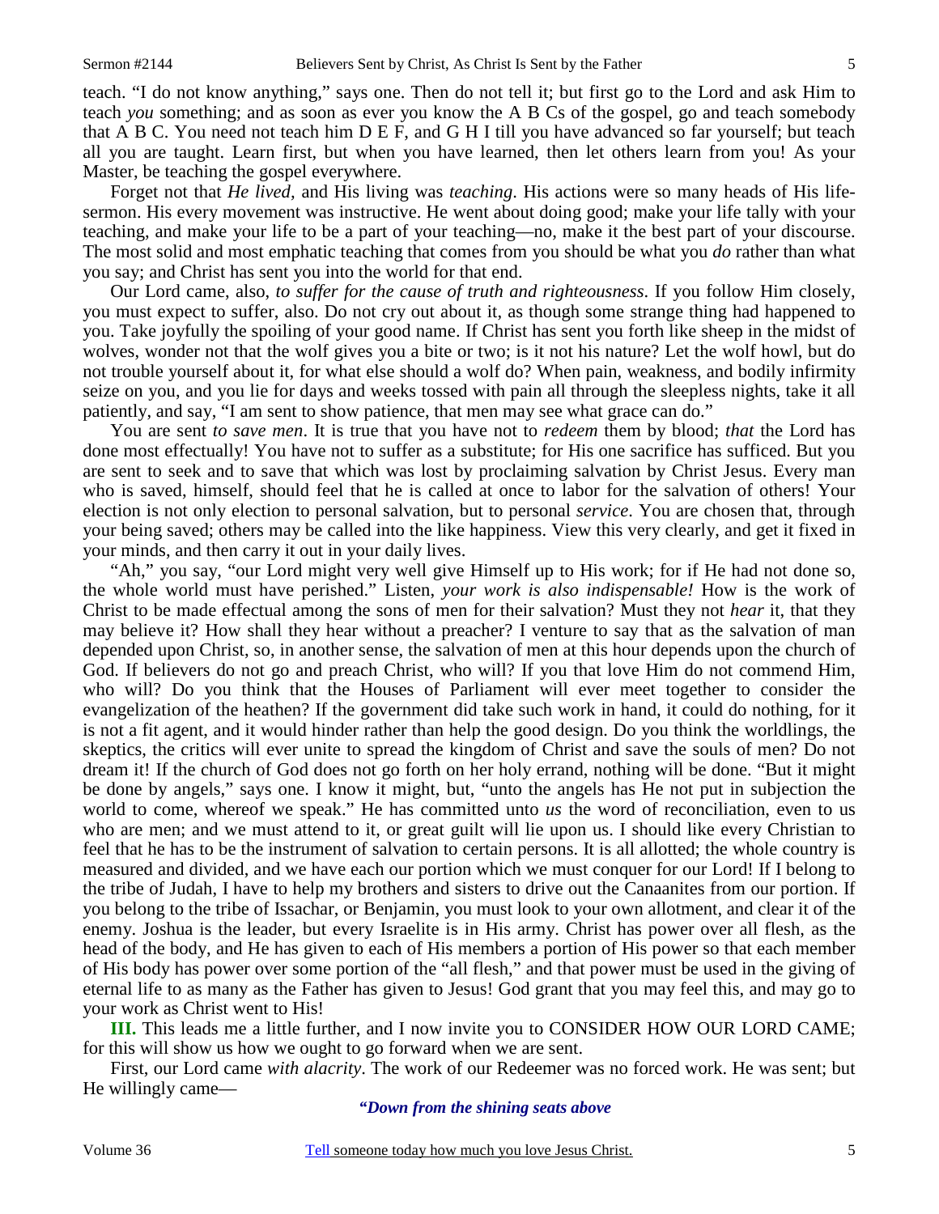teach. "I do not know anything," says one. Then do not tell it; but first go to the Lord and ask Him to teach *you* something; and as soon as ever you know the A B Cs of the gospel, go and teach somebody that A B C. You need not teach him D E F, and G H I till you have advanced so far yourself; but teach all you are taught. Learn first, but when you have learned, then let others learn from you! As your Master, be teaching the gospel everywhere.

Forget not that *He lived,* and His living was *teaching*. His actions were so many heads of His life-sermon. His every movement was instructive. He went about doing good; make your life tally with your teaching, and make your life to be a part of your teaching—no, make it the best part of your discourse. The most solid and most emphatic teaching that comes from you should be what you *do* rather than what you say; and Christ has sent you into the world for that end.

Our Lord came, also, *to suffer for the cause of truth and righteousness*. If you follow Him closely, you must expect to suffer, also. Do not cry out about it, as though some strange thing had happened to you. Take joyfully the spoiling of your good name. If Christ has sent you forth like sheep in the midst of wolves, wonder not that the wolf gives you a bite or two; is it not his nature? Let the wolf howl, but do not trouble yourself about it, for what else should a wolf do? When pain, weakness, and bodily infirmity seize on you, and you lie for days and weeks tossed with pain all through the sleepless nights, take it all patiently, and say, "I am sent to show patience, that men may see what grace can do."

You are sent *to save men*. It is true that you have not to *redeem* them by blood; *that* the Lord has done most effectually! You have not to suffer as a substitute; for His one sacrifice has sufficed. But you are sent to seek and to save that which was lost by proclaiming salvation by Christ Jesus. Every man who is saved, himself, should feel that he is called at once to labor for the salvation of others! Your election is not only election to personal salvation, but to personal *service*. You are chosen that, through your being saved; others may be called into the like happiness. View this very clearly, and get it fixed in your minds, and then carry it out in your daily lives.

"Ah," you say, "our Lord might very well give Himself up to His work; for if He had not done so, the whole world must have perished." Listen, *your work is also indispensable!* How is the work of Christ to be made effectual among the sons of men for their salvation? Must they not *hear* it, that they may believe it? How shall they hear without a preacher? I venture to say that as the salvation of man depended upon Christ, so, in another sense, the salvation of men at this hour depends upon the church of God. If believers do not go and preach Christ, who will? If you that love Him do not commend Him, who will? Do you think that the Houses of Parliament will ever meet together to consider the evangelization of the heathen? If the government did take such work in hand, it could do nothing, for it is not a fit agent, and it would hinder rather than help the good design. Do you think the worldlings, the skeptics, the critics will ever unite to spread the kingdom of Christ and save the souls of men? Do not dream it! If the church of God does not go forth on her holy errand, nothing will be done. "But it might be done by angels," says one. I know it might, but, "unto the angels has He not put in subjection the world to come, whereof we speak." He has committed unto *us* the word of reconciliation, even to us who are men; and we must attend to it, or great guilt will lie upon us. I should like every Christian to feel that he has to be the instrument of salvation to certain persons. It is all allotted; the whole country is measured and divided, and we have each our portion which we must conquer for our Lord! If I belong to the tribe of Judah, I have to help my brothers and sisters to drive out the Canaanites from our portion. If you belong to the tribe of Issachar, or Benjamin, you must look to your own allotment, and clear it of the enemy. Joshua is the leader, but every Israelite is in His army. Christ has power over all flesh, as the head of the body, and He has given to each of His members a portion of His power so that each member of His body has power over some portion of the "all flesh," and that power must be used in the giving of eternal life to as many as the Father has given to Jesus! God grant that you may feel this, and may go to your work as Christ went to His!

**III.** This leads me a little further, and I now invite you to CONSIDER HOW OUR LORD CAME; for this will show us how we ought to go forward when we are sent.

First, our Lord came *with alacrity*. The work of our Redeemer was no forced work. He was sent; but He willingly came—

*"Down from the shining seats above*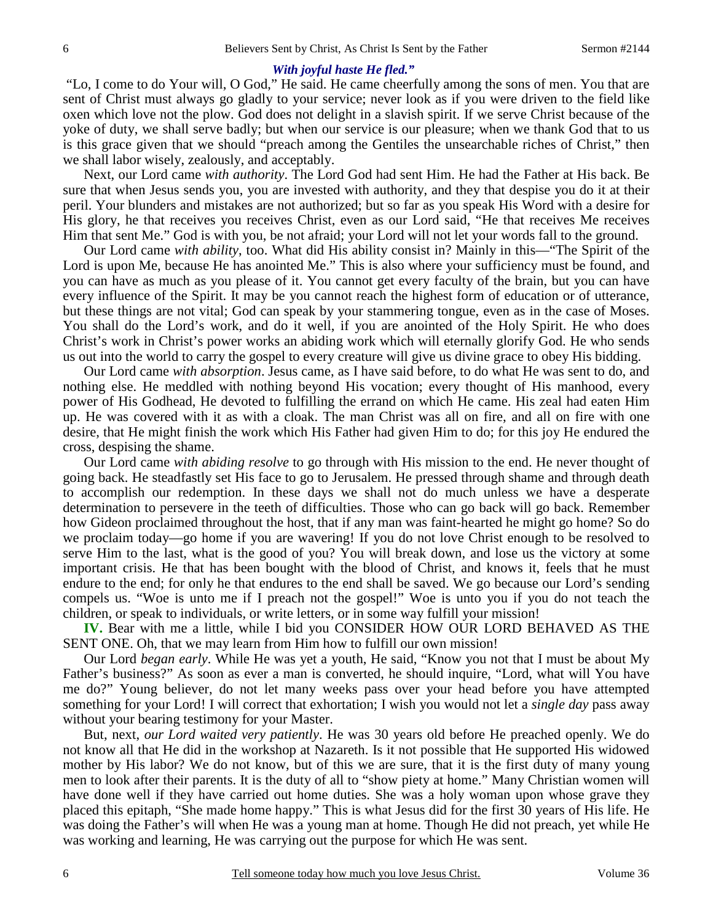*With joyful haste He fled."*

"Lo, I come to do Your will, O God," He said. He came cheerfully among the sons of men. You that are sent of Christ must always go gladly to your service; never look as if you were driven to the field like oxen which love not the plow. God does not delight in a slavish spirit. If we serve Christ because of the yoke of duty, we shall serve badly; but when our service is our pleasure; when we thank God that to us is this grace given that we should "preach among the Gentiles the unsearchable riches of Christ," then we shall labor wisely, zealously, and acceptably.

Next, our Lord came *with authority*. The Lord God had sent Him. He had the Father at His back. Be sure that when Jesus sends you, you are invested with authority, and they that despise you do it at their peril. Your blunders and mistakes are not authorized; but so far as you speak His Word with a desire for His glory, he that receives you receives Christ, even as our Lord said, "He that receives Me receives Him that sent Me." God is with you, be not afraid; your Lord will not let your words fall to the ground.

Our Lord came *with ability*, too. What did His ability consist in? Mainly in this—"The Spirit of the Lord is upon Me, because He has anointed Me." This is also where your sufficiency must be found, and you can have as much as you please of it. You cannot get every faculty of the brain, but you can have every influence of the Spirit. It may be you cannot reach the highest form of education or of utterance, but these things are not vital; God can speak by your stammering tongue, even as in the case of Moses. You shall do the Lord's work, and do it well, if you are anointed of the Holy Spirit. He who does Christ's work in Christ's power works an abiding work which will eternally glorify God. He who sends us out into the world to carry the gospel to every creature will give us divine grace to obey His bidding.

Our Lord came *with absorption*. Jesus came, as I have said before, to do what He was sent to do, and nothing else. He meddled with nothing beyond His vocation; every thought of His manhood, every power of His Godhead, He devoted to fulfilling the errand on which He came. His zeal had eaten Him up. He was covered with it as with a cloak. The man Christ was all on fire, and all on fire with one desire, that He might finish the work which His Father had given Him to do; for this joy He endured the cross, despising the shame.

Our Lord came *with abiding resolve* to go through with His mission to the end. He never thought of going back. He steadfastly set His face to go to Jerusalem. He pressed through shame and through death to accomplish our redemption. In these days we shall not do much unless we have a desperate determination to persevere in the teeth of difficulties. Those who can go back will go back. Remember how Gideon proclaimed throughout the host, that if any man was faint-hearted he might go home? So do we proclaim today—go home if you are wavering! If you do not love Christ enough to be resolved to serve Him to the last, what is the good of you? You will break down, and lose us the victory at some important crisis. He that has been bought with the blood of Christ, and knows it, feels that he must endure to the end; for only he that endures to the end shall be saved. We go because our Lord's sending compels us. "Woe is unto me if I preach not the gospel!" Woe is unto you if you do not teach the children, or speak to individuals, or write letters, or in some way fulfill your mission!

**IV.** Bear with me a little, while I bid you CONSIDER HOW OUR LORD BEHAVED AS THE SENT ONE. Oh, that we may learn from Him how to fulfill our own mission!

Our Lord *began early*. While He was yet a youth, He said, "Know you not that I must be about My Father's business?" As soon as ever a man is converted, he should inquire, "Lord, what will You have me do?" Young believer, do not let many weeks pass over your head before you have attempted something for your Lord! I will correct that exhortation; I wish you would not let a *single day* pass away without your bearing testimony for your Master.

But, next, *our Lord waited very patiently*. He was 30 years old before He preached openly. We do not know all that He did in the workshop at Nazareth. Is it not possible that He supported His widowed mother by His labor? We do not know, but of this we are sure, that it is the first duty of many young men to look after their parents. It is the duty of all to "show piety at home." Many Christian women will have done well if they have carried out home duties. She was a holy woman upon whose grave they placed this epitaph, "She made home happy." This is what Jesus did for the first 30 years of His life. He was doing the Father's will when He was a young man at home. Though He did not preach, yet while He was working and learning, He was carrying out the purpose for which He was sent.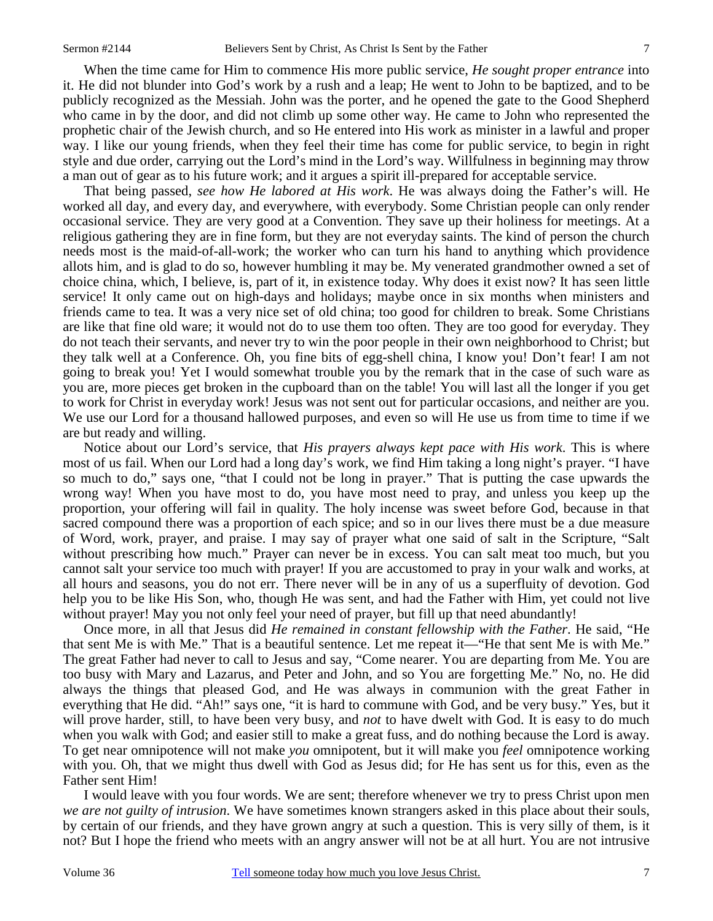When the time came for Him to commence His more public service, *He sought proper entrance* into it. He did not blunder into God's work by a rush and a leap; He went to John to be baptized, and to be publicly recognized as the Messiah. John was the porter, and he opened the gate to the Good Shepherd who came in by the door, and did not climb up some other way. He came to John who represented the prophetic chair of the Jewish church, and so He entered into His work as minister in a lawful and proper way. I like our young friends, when they feel their time has come for public service, to begin in right style and due order, carrying out the Lord's mind in the Lord's way. Willfulness in beginning may throw a man out of gear as to his future work; and it argues a spirit ill-prepared for acceptable service.

That being passed, *see how He labored at His work*. He was always doing the Father's will. He worked all day, and every day, and everywhere, with everybody. Some Christian people can only render occasional service. They are very good at a Convention. They save up their holiness for meetings. At a religious gathering they are in fine form, but they are not everyday saints. The kind of person the church needs most is the maid-of-all-work; the worker who can turn his hand to anything which providence allots him, and is glad to do so, however humbling it may be. My venerated grandmother owned a set of choice china, which, I believe, is, part of it, in existence today. Why does it exist now? It has seen little service! It only came out on high-days and holidays; maybe once in six months when ministers and friends came to tea. It was a very nice set of old china; too good for children to break. Some Christians are like that fine old ware; it would not do to use them too often. They are too good for everyday. They do not teach their servants, and never try to win the poor people in their own neighborhood to Christ; but they talk well at a Conference. Oh, you fine bits of egg-shell china, I know you! Don't fear! I am not going to break you! Yet I would somewhat trouble you by the remark that in the case of such ware as you are, more pieces get broken in the cupboard than on the table! You will last all the longer if you get to work for Christ in everyday work! Jesus was not sent out for particular occasions, and neither are you. We use our Lord for a thousand hallowed purposes, and even so will He use us from time to time if we are but ready and willing.

Notice about our Lord's service, that *His prayers always kept pace with His work*. This is where most of us fail. When our Lord had a long day's work, we find Him taking a long night's prayer. "I have so much to do," says one, "that I could not be long in prayer." That is putting the case upwards the wrong way! When you have most to do, you have most need to pray, and unless you keep up the proportion, your offering will fail in quality. The holy incense was sweet before God, because in that sacred compound there was a proportion of each spice; and so in our lives there must be a due measure of Word, work, prayer, and praise. I may say of prayer what one said of salt in the Scripture, "Salt without prescribing how much." Prayer can never be in excess. You can salt meat too much, but you cannot salt your service too much with prayer! If you are accustomed to pray in your walk and works, at all hours and seasons, you do not err. There never will be in any of us a superfluity of devotion. God help you to be like His Son, who, though He was sent, and had the Father with Him, yet could not live without prayer! May you not only feel your need of prayer, but fill up that need abundantly!

Once more, in all that Jesus did *He remained in constant fellowship with the Father*. He said, "He that sent Me is with Me." That is a beautiful sentence. Let me repeat it—"He that sent Me is with Me." The great Father had never to call to Jesus and say, "Come nearer. You are departing from Me. You are too busy with Mary and Lazarus, and Peter and John, and so You are forgetting Me." No, no. He did always the things that pleased God, and He was always in communion with the great Father in everything that He did. "Ah!" says one, "it is hard to commune with God, and be very busy." Yes, but it will prove harder, still, to have been very busy, and *not* to have dwelt with God. It is easy to do much when you walk with God; and easier still to make a great fuss, and do nothing because the Lord is away. To get near omnipotence will not make *you* omnipotent, but it will make you *feel* omnipotence working with you. Oh, that we might thus dwell with God as Jesus did; for He has sent us for this, even as the Father sent Him!

I would leave with you four words. We are sent; therefore whenever we try to press Christ upon men *we are not guilty of intrusion*. We have sometimes known strangers asked in this place about their souls, by certain of our friends, and they have grown angry at such a question. This is very silly of them, is it not? But I hope the friend who meets with an angry answer will not be at all hurt. You are not intrusive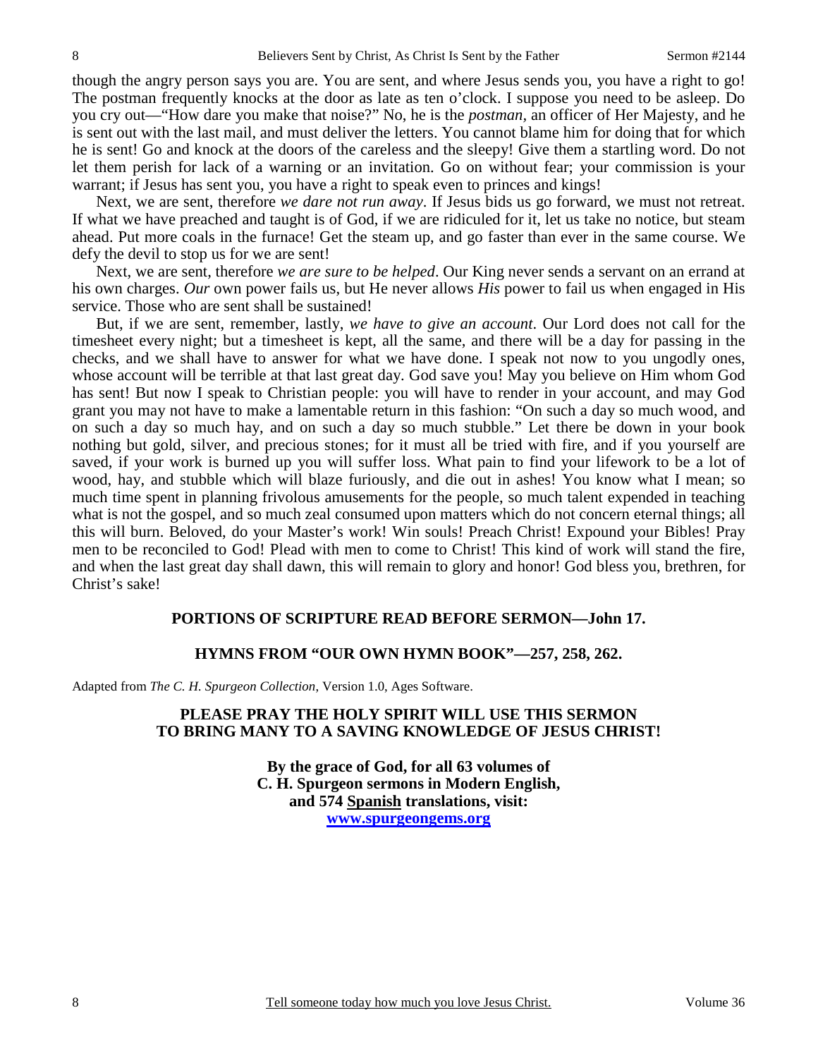though the angry person says you are. You are sent, and where Jesus sends you, you have a right to go! The postman frequently knocks at the door as late as ten o'clock. I suppose you need to be asleep. Do you cry out—"How dare you make that noise?" No, he is the *postman,* an officer of Her Majesty, and he is sent out with the last mail, and must deliver the letters. You cannot blame him for doing that for which he is sent! Go and knock at the doors of the careless and the sleepy! Give them a startling word. Do not let them perish for lack of a warning or an invitation. Go on without fear; your commission is your warrant; if Jesus has sent you, you have a right to speak even to princes and kings!

Next, we are sent, therefore *we dare not run away*. If Jesus bids us go forward, we must not retreat. If what we have preached and taught is of God, if we are ridiculed for it, let us take no notice, but steam ahead. Put more coals in the furnace! Get the steam up, and go faster than ever in the same course. We defy the devil to stop us for we are sent!

Next, we are sent, therefore *we are sure to be helped*. Our King never sends a servant on an errand at his own charges. *Our* own power fails us, but He never allows *His* power to fail us when engaged in His service. Those who are sent shall be sustained!

But, if we are sent, remember, lastly, *we have to give an account*. Our Lord does not call for the timesheet every night; but a timesheet is kept, all the same, and there will be a day for passing in the checks, and we shall have to answer for what we have done. I speak not now to you ungodly ones, whose account will be terrible at that last great day. God save you! May you believe on Him whom God has sent! But now I speak to Christian people: you will have to render in your account, and may God grant you may not have to make a lamentable return in this fashion: "On such a day so much wood, and on such a day so much hay, and on such a day so much stubble." Let there be down in your book nothing but gold, silver, and precious stones; for it must all be tried with fire, and if you yourself are saved, if your work is burned up you will suffer loss. What pain to find your lifework to be a lot of wood, hay, and stubble which will blaze furiously, and die out in ashes! You know what I mean; so much time spent in planning frivolous amusements for the people, so much talent expended in teaching what is not the gospel, and so much zeal consumed upon matters which do not concern eternal things; all this will burn. Beloved, do your Master's work! Win souls! Preach Christ! Expound your Bibles! Pray men to be reconciled to God! Plead with men to come to Christ! This kind of work will stand the fire, and when the last great day shall dawn, this will remain to glory and honor! God bless you, brethren, for Christ's sake!

**PORTIONS OF SCRIPTURE READ BEFORE SERMON—John 17.**

**HYMNS FROM "OUR OWN HYMN BOOK"—257, 258, 262.**

Adapted from *The C. H. Spurgeon Collection*, Version 1.0, Ages Software.

**PLEASE PRAY THE HOLY SPIRIT WILL USE THIS SERMON TO BRING MANY TO A SAVING KNOWLEDGE OF JESUS CHRIST!**

**By the grace of God, for all 63 volumes of C. H. Spurgeon sermons in Modern English, and 574 Spanish translations, visit: www.spurgeongems.org**